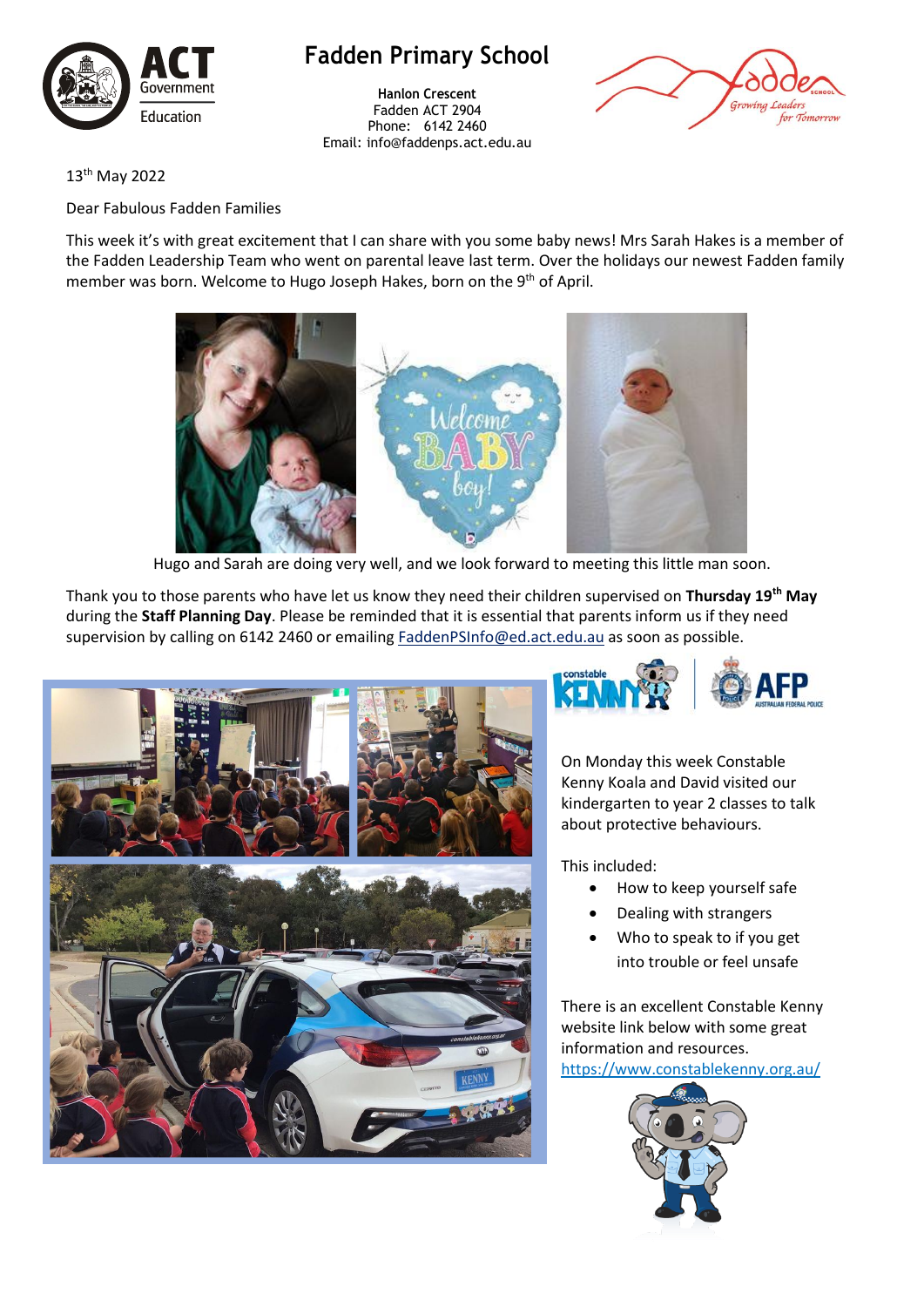# Fadden Primary School

**Hanlon Crescent**
Fadden ACT 2904
Phone: 6142 2460
Email: info@faddenps.act.edu.au

13th May 2022

Dear Fabulous Fadden Families

This week it's with great excitement that I can share with you some baby news! Mrs Sarah Hakes is a member of the Fadden Leadership Team who went on parental leave last term. Over the holidays our newest Fadden family member was born. Welcome to Hugo Joseph Hakes, born on the 9th of April.

Hugo and Sarah are doing very well, and we look forward to meeting this little man soon.

Thank you to those parents who have let us know they need their children supervised on **Thursday 19th May** during the **Staff Planning Day**. Please be reminded that it is essential that parents inform us if they need supervision by calling on 6142 2460 or emailing FaddenPSInfo@ed.act.edu.au as soon as possible.

On Monday this week Constable Kenny Koala and David visited our kindergarten to year 2 classes to talk about protective behaviours.

This included:

- How to keep yourself safe
- Dealing with strangers
- Who to speak to if you get into trouble or feel unsafe

There is an excellent Constable Kenny website link below with some great information and resources.
https://www.constablekenny.org.au/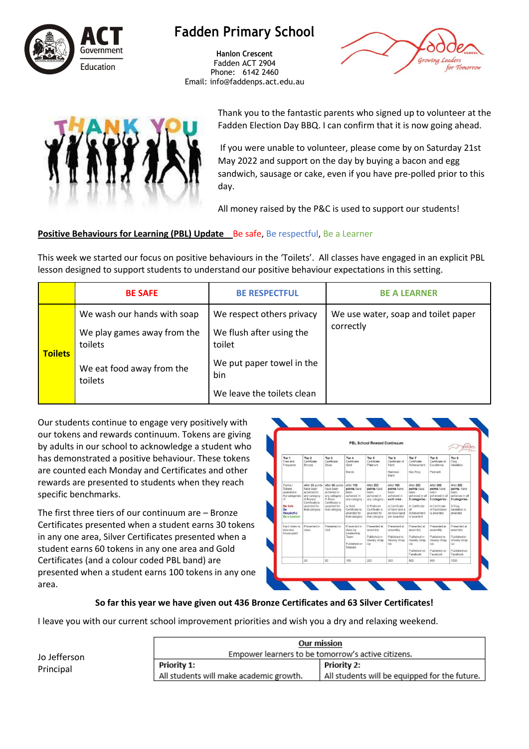# Fadden Primary School

**Hanlon Crescent**
Fadden ACT 2904
Phone: 6142 2460
Email: info@faddenps.act.edu.au

Thank you to the fantastic parents who signed up to volunteer at the Fadden Election Day BBQ. I can confirm that it is now going ahead.

If you were unable to volunteer, please come by on Saturday 21st May 2022 and support on the day by buying a bacon and egg sandwich, sausage or cake, even if you have pre-polled prior to this day.

All money raised by the P&C is used to support our students!

**Positive Behaviours for Learning (PBL) Update** Be safe, Be respectful, Be a Learner

This week we started our focus on positive behaviours in the 'Toilets'. All classes have engaged in an explicit PBL lesson designed to support students to understand our positive behaviour expectations in this setting.

| | BE SAFE | BE RESPECTFUL | BE A LEARNER |
|---|---|---|---|
| **Toilets** | We wash our hands with soap<br>We play games away from the toilets<br>We eat food away from the toilets | We respect others privacy<br>We flush after using the toilet<br>We put paper towel in the bin<br>We leave the toilets clean | We use water, soap and toilet paper correctly |

Our students continue to engage very positively with our tokens and rewards continuum. Tokens are giving by adults in our school to acknowledge a student who has demonstrated a positive behaviour. These tokens are counted each Monday and Certificates and other rewards are presented to students when they reach specific benchmarks.

The first three tiers of our continuum are – Bronze Certificates presented when a student earns 30 tokens in any one area, Silver Certificates presented when a student earns 60 tokens in any one area and Gold Certificates (and a colour coded PBL band) are presented when a student earns 100 tokens in any one area.

**So far this year we have given out 436 Bronze Certificates and 63 Silver Certificates!**

I leave you with our current school improvement priorities and wish you a dry and relaxing weekend.

Jo Jefferson
Principal

| **Our mission**<br>Empower learners to be tomorrow's active citizens. | |
|---|---|
| **Priority 1:**<br>All students will make academic growth. | **Priority 2:**<br>All students will be equipped for the future. |